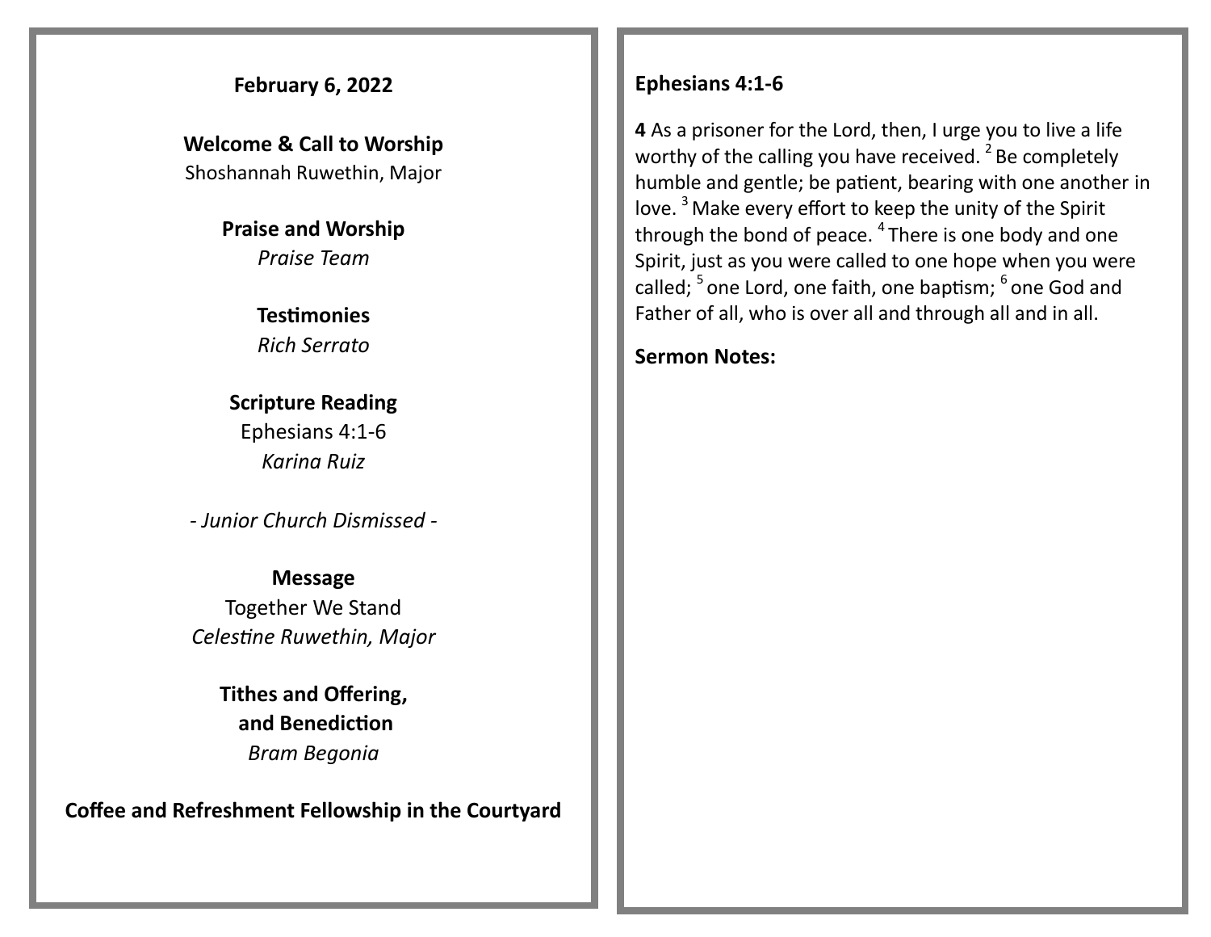**February 6, 2022**

**Welcome & Call to Worship**
Shoshannah Ruwethin, Major

**Praise and Worship**
*Praise Team*

**Testimonies**
*Rich Serrato*

**Scripture Reading**
Ephesians 4:1-6
*Karina Ruiz*

*- Junior Church Dismissed -*

**Message**
Together We Stand
*Celestine Ruwethin, Major*

**Tithes and Offering,**
**and Benediction**
*Bram Begonia*

**Coffee and Refreshment Fellowship in the Courtyard**

**Ephesians 4:1-6**

**4** As a prisoner for the Lord, then, I urge you to live a life worthy of the calling you have received. [2] Be completely humble and gentle; be patient, bearing with one another in love. [3] Make every effort to keep the unity of the Spirit through the bond of peace. [4] There is one body and one Spirit, just as you were called to one hope when you were called; [5] one Lord, one faith, one baptism; [6] one God and Father of all, who is over all and through all and in all.

**Sermon Notes:**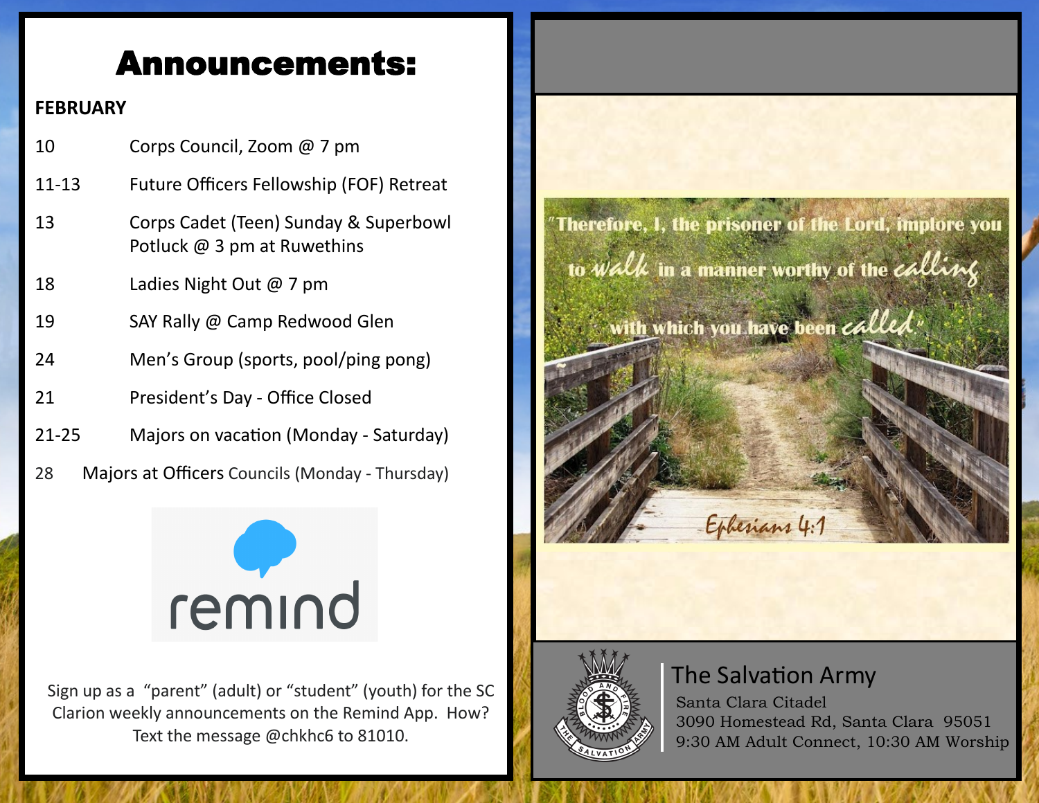# Announcements:

**FEBRUARY**

| | |
|---|---|
| 10 | Corps Council, Zoom @ 7 pm |
| 11-13 | Future Officers Fellowship (FOF) Retreat |
| 13 | Corps Cadet (Teen) Sunday & Superbowl Potluck @ 3 pm at Ruwethins |
| 18 | Ladies Night Out @ 7 pm |
| 19 | SAY Rally @ Camp Redwood Glen |
| 24 | Men's Group (sports, pool/ping pong) |
| 21 | President's Day - Office Closed |
| 21-25 | Majors on vacation (Monday - Saturday) |
| 28 | Majors at Officers Councils (Monday - Thursday) |

remind

Sign up as a "parent" (adult) or "student" (youth) for the SC Clarion weekly announcements on the Remind App. How? Text the message @chkhc6 to 81010.

"Therefore, I, the prisoner of the Lord, implore you to walk in a manner worthy of the calling with which you have been called."

Ephesians 4:1

The Salvation Army

Santa Clara Citadel
3090 Homestead Rd, Santa Clara 95051
9:30 AM Adult Connect, 10:30 AM Worship